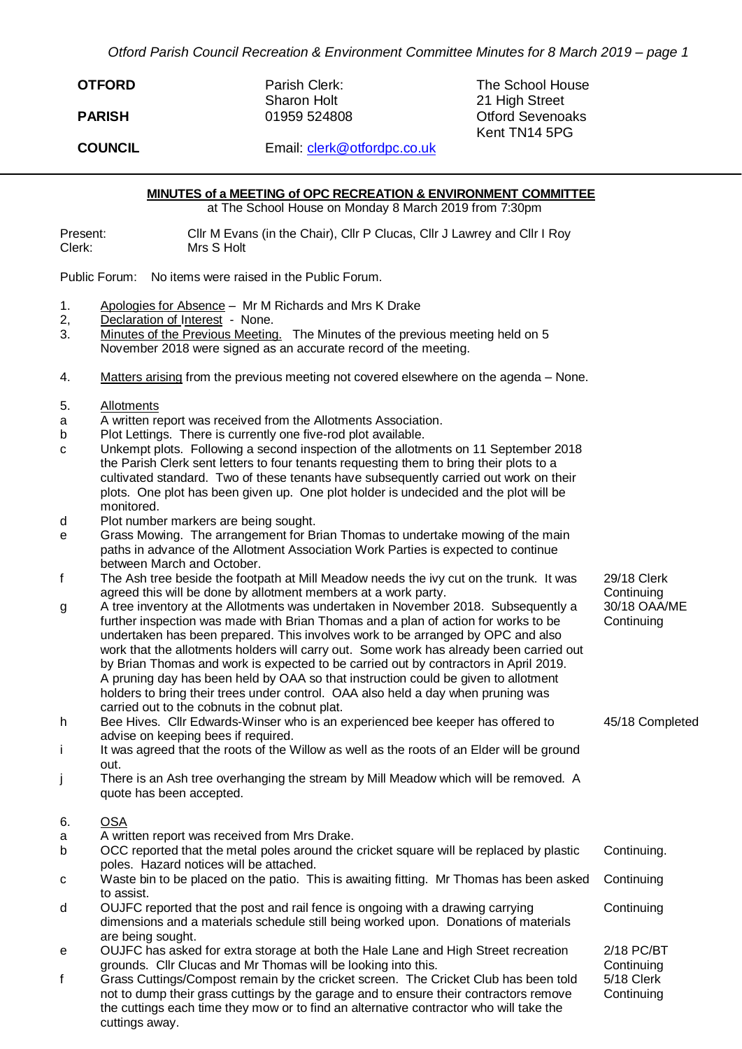| **OTFORD** | Parish Clerk: | The School House |
|---|---|---|
| | Sharon Holt | 21 High Street |
| **PARISH** | 01959 524808 | Otford Sevenoaks |
| | | Kent TN14 5PG |
| **COUNCIL** | Email: clerk@otfordpc.co.uk | |

**MINUTES of a MEETING of OPC RECREATION & ENVIRONMENT COMMITTEE**
at The School House on Monday 8 March 2019 from 7:30pm

Present: Cllr M Evans (in the Chair), Cllr P Clucas, Cllr J Lawrey and Cllr I Roy
Clerk: Mrs S Holt

Public Forum: No items were raised in the Public Forum.

1. Apologies for Absence – Mr M Richards and Mrs K Drake
2, Declaration of Interest - None.
3. Minutes of the Previous Meeting. The Minutes of the previous meeting held on 5 November 2018 were signed as an accurate record of the meeting.

4. Matters arising from the previous meeting not covered elsewhere on the agenda – None.

5. Allotments

| | | |
|---|---|---|
| a | A written report was received from the Allotments Association. | |
| b | Plot Lettings. There is currently one five-rod plot available. | |
| c | Unkempt plots. Following a second inspection of the allotments on 11 September 2018 the Parish Clerk sent letters to four tenants requesting them to bring their plots to a cultivated standard. Two of these tenants have subsequently carried out work on their plots. One plot has been given up. One plot holder is undecided and the plot will be monitored. | |
| d | Plot number markers are being sought. | |
| e | Grass Mowing. The arrangement for Brian Thomas to undertake mowing of the main paths in advance of the Allotment Association Work Parties is expected to continue between March and October. | |
| f | The Ash tree beside the footpath at Mill Meadow needs the ivy cut on the trunk. It was agreed this will be done by allotment members at a work party. | 29/18 Clerk Continuing |
| g | A tree inventory at the Allotments was undertaken in November 2018. Subsequently a further inspection was made with Brian Thomas and a plan of action for works to be undertaken has been prepared. This involves work to be arranged by OPC and also work that the allotments holders will carry out. Some work has already been carried out by Brian Thomas and work is expected to be carried out by contractors in April 2019. A pruning day has been held by OAA so that instruction could be given to allotment holders to bring their trees under control. OAA also held a day when pruning was carried out to the cobnuts in the cobnut plat. | 30/18 OAA/ME Continuing |
| h | Bee Hives. Cllr Edwards-Winser who is an experienced bee keeper has offered to advise on keeping bees if required. | 45/18 Completed |
| i | It was agreed that the roots of the Willow as well as the roots of an Elder will be ground out. | |
| j | There is an Ash tree overhanging the stream by Mill Meadow which will be removed. A quote has been accepted. | |

6. OSA

| | | |
|---|---|---|
| a | A written report was received from Mrs Drake. | |
| b | OCC reported that the metal poles around the cricket square will be replaced by plastic poles. Hazard notices will be attached. | Continuing. |
| c | Waste bin to be placed on the patio. This is awaiting fitting. Mr Thomas has been asked to assist. | Continuing |
| d | OUJFC reported that the post and rail fence is ongoing with a drawing carrying dimensions and a materials schedule still being worked upon. Donations of materials are being sought. | Continuing |
| e | OUJFC has asked for extra storage at both the Hale Lane and High Street recreation grounds. Cllr Clucas and Mr Thomas will be looking into this. | 2/18 PC/BT Continuing |
| f | Grass Cuttings/Compost remain by the cricket screen. The Cricket Club has been told not to dump their grass cuttings by the garage and to ensure their contractors remove the cuttings each time they mow or to find an alternative contractor who will take the cuttings away. | 5/18 Clerk Continuing |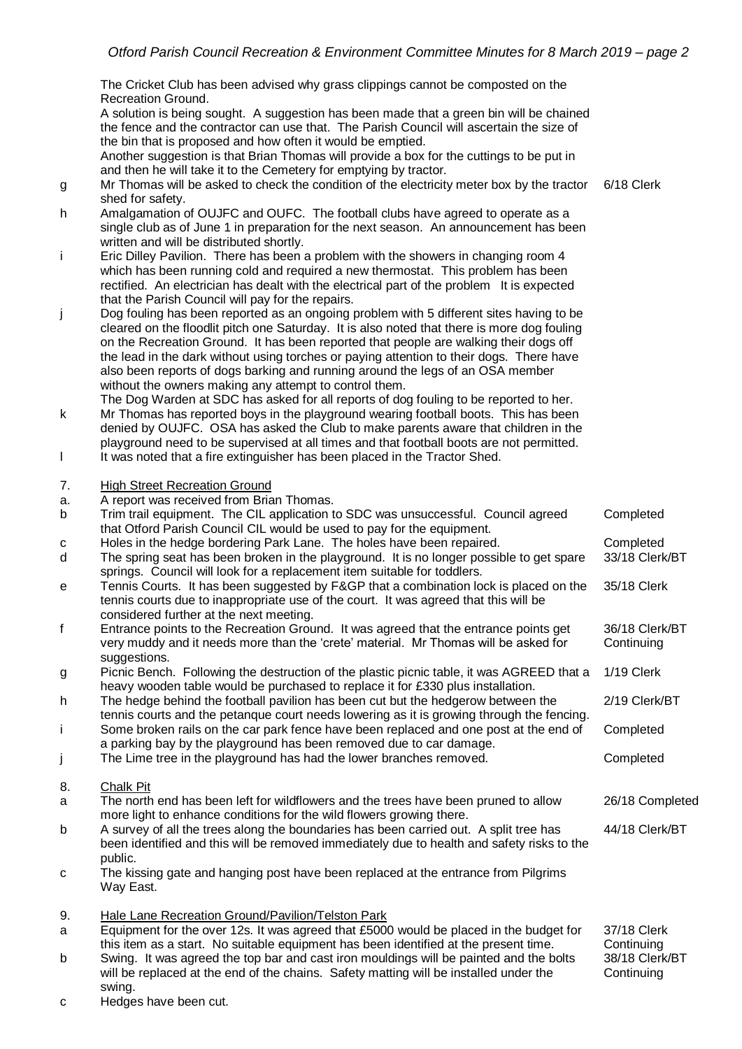The Cricket Club has been advised why grass clippings cannot be composted on the Recreation Ground.
A solution is being sought. A suggestion has been made that a green bin will be chained the fence and the contractor can use that. The Parish Council will ascertain the size of the bin that is proposed and how often it would be emptied.
Another suggestion is that Brian Thomas will provide a box for the cuttings to be put in and then he will take it to the Cemetery for emptying by tractor.

| | | |
|---|---|---|
| g | Mr Thomas will be asked to check the condition of the electricity meter box by the tractor shed for safety. | 6/18 Clerk |
| h | Amalgamation of OUJFC and OUFC. The football clubs have agreed to operate as a single club as of June 1 in preparation for the next season. An announcement has been written and will be distributed shortly. | |
| i | Eric Dilley Pavilion. There has been a problem with the showers in changing room 4 which has been running cold and required a new thermostat. This problem has been rectified. An electrician has dealt with the electrical part of the problem It is expected that the Parish Council will pay for the repairs. | |
| j | Dog fouling has been reported as an ongoing problem with 5 different sites having to be cleared on the floodlit pitch one Saturday. It is also noted that there is more dog fouling on the Recreation Ground. It has been reported that people are walking their dogs off the lead in the dark without using torches or paying attention to their dogs. There have also been reports of dogs barking and running around the legs of an OSA member without the owners making any attempt to control them. The Dog Warden at SDC has asked for all reports of dog fouling to be reported to her. | |
| k | Mr Thomas has reported boys in the playground wearing football boots. This has been denied by OUJFC. OSA has asked the Club to make parents aware that children in the playground need to be supervised at all times and that football boots are not permitted. | |
| l | It was noted that a fire extinguisher has been placed in the Tractor Shed. | |

| | | |
|---|---|---|
| 7. | High Street Recreation Ground | |
| a. | A report was received from Brian Thomas. | |
| b | Trim trail equipment. The CIL application to SDC was unsuccessful. Council agreed that Otford Parish Council CIL would be used to pay for the equipment. | Completed |
| c | Holes in the hedge bordering Park Lane. The holes have been repaired. | Completed |
| d | The spring seat has been broken in the playground. It is no longer possible to get spare springs. Council will look for a replacement item suitable for toddlers. | 33/18 Clerk/BT |
| e | Tennis Courts. It has been suggested by F&GP that a combination lock is placed on the tennis courts due to inappropriate use of the court. It was agreed that this will be considered further at the next meeting. | 35/18 Clerk |
| f | Entrance points to the Recreation Ground. It was agreed that the entrance points get very muddy and it needs more than the 'crete' material. Mr Thomas will be asked for suggestions. | 36/18 Clerk/BT Continuing |
| g | Picnic Bench. Following the destruction of the plastic picnic table, it was AGREED that a heavy wooden table would be purchased to replace it for £330 plus installation. | 1/19 Clerk |
| h | The hedge behind the football pavilion has been cut but the hedgerow between the tennis courts and the petanque court needs lowering as it is growing through the fencing. | 2/19 Clerk/BT |
| i | Some broken rails on the car park fence have been replaced and one post at the end of a parking bay by the playground has been removed due to car damage. | Completed |
| j | The Lime tree in the playground has had the lower branches removed. | Completed |

| | | |
|---|---|---|
| 8. | Chalk Pit | |
| a | The north end has been left for wildflowers and the trees have been pruned to allow more light to enhance conditions for the wild flowers growing there. | 26/18 Completed |
| b | A survey of all the trees along the boundaries has been carried out. A split tree has been identified and this will be removed immediately due to health and safety risks to the public. | 44/18 Clerk/BT |
| c | The kissing gate and hanging post have been replaced at the entrance from Pilgrims Way East. | |

| | | |
|---|---|---|
| 9. | Hale Lane Recreation Ground/Pavilion/Telston Park | |
| a | Equipment for the over 12s. It was agreed that £5000 would be placed in the budget for this item as a start. No suitable equipment has been identified at the present time. | 37/18 Clerk Continuing |
| b | Swing. It was agreed the top bar and cast iron mouldings will be painted and the bolts will be replaced at the end of the chains. Safety matting will be installed under the swing. | 38/18 Clerk/BT Continuing |
| c | Hedges have been cut. | |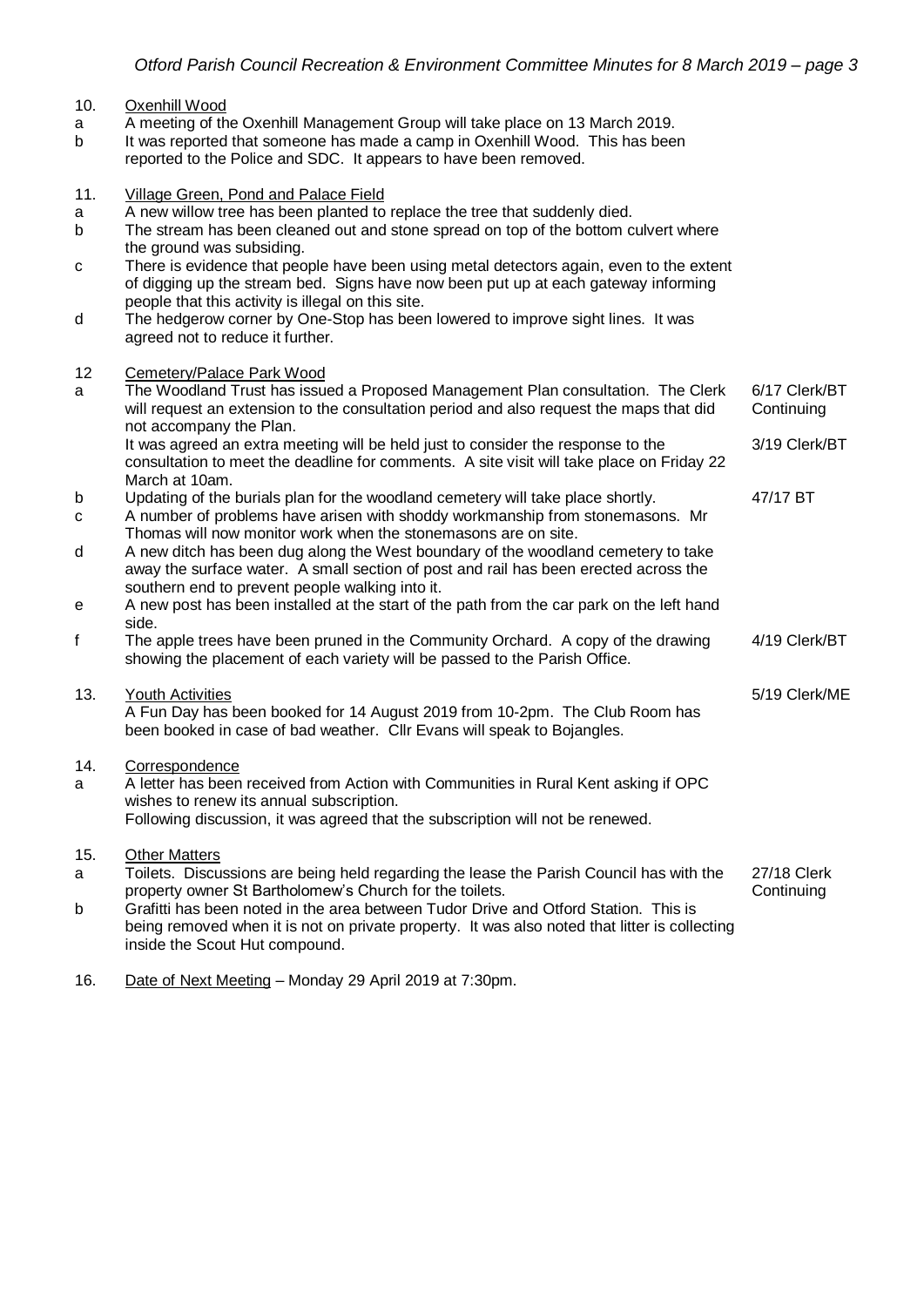10. <u>Oxenhill Wood</u>

a. A meeting of the Oxenhill Management Group will take place on 13 March 2019.

b. It was reported that someone has made a camp in Oxenhill Wood. This has been reported to the Police and SDC. It appears to have been removed.

11. <u>Village Green, Pond and Palace Field</u>

a. A new willow tree has been planted to replace the tree that suddenly died.

b. The stream has been cleaned out and stone spread on top of the bottom culvert where the ground was subsiding.

c. There is evidence that people have been using metal detectors again, even to the extent of digging up the stream bed. Signs have now been put up at each gateway informing people that this activity is illegal on this site.

d. The hedgerow corner by One-Stop has been lowered to improve sight lines. It was agreed not to reduce it further.

12. <u>Cemetery/Palace Park Wood</u>

a. The Woodland Trust has issued a Proposed Management Plan consultation. The Clerk will request an extension to the consultation period and also request the maps that did not accompany the Plan. — **6/17 Clerk/BT Continuing**

It was agreed an extra meeting will be held just to consider the response to the consultation to meet the deadline for comments. A site visit will take place on Friday 22 March at 10am. — **3/19 Clerk/BT**

b. Updating of the burials plan for the woodland cemetery will take place shortly. — **47/17 BT**

c. A number of problems have arisen with shoddy workmanship from stonemasons. Mr Thomas will now monitor work when the stonemasons are on site.

d. A new ditch has been dug along the West boundary of the woodland cemetery to take away the surface water. A small section of post and rail has been erected across the southern end to prevent people walking into it.

e. A new post has been installed at the start of the path from the car park on the left hand side.

f. The apple trees have been pruned in the Community Orchard. A copy of the drawing showing the placement of each variety will be passed to the Parish Office. — **4/19 Clerk/BT**

13. <u>Youth Activities</u> — **5/19 Clerk/ME**

A Fun Day has been booked for 14 August 2019 from 10-2pm. The Club Room has been booked in case of bad weather. Cllr Evans will speak to Bojangles.

14. <u>Correspondence</u>

a. A letter has been received from Action with Communities in Rural Kent asking if OPC wishes to renew its annual subscription.

Following discussion, it was agreed that the subscription will not be renewed.

15. <u>Other Matters</u>

a. Toilets. Discussions are being held regarding the lease the Parish Council has with the property owner St Bartholomew's Church for the toilets. — **27/18 Clerk Continuing**

b. Grafitti has been noted in the area between Tudor Drive and Otford Station. This is being removed when it is not on private property. It was also noted that litter is collecting inside the Scout Hut compound.

16. <u>Date of Next Meeting</u> – Monday 29 April 2019 at 7:30pm.